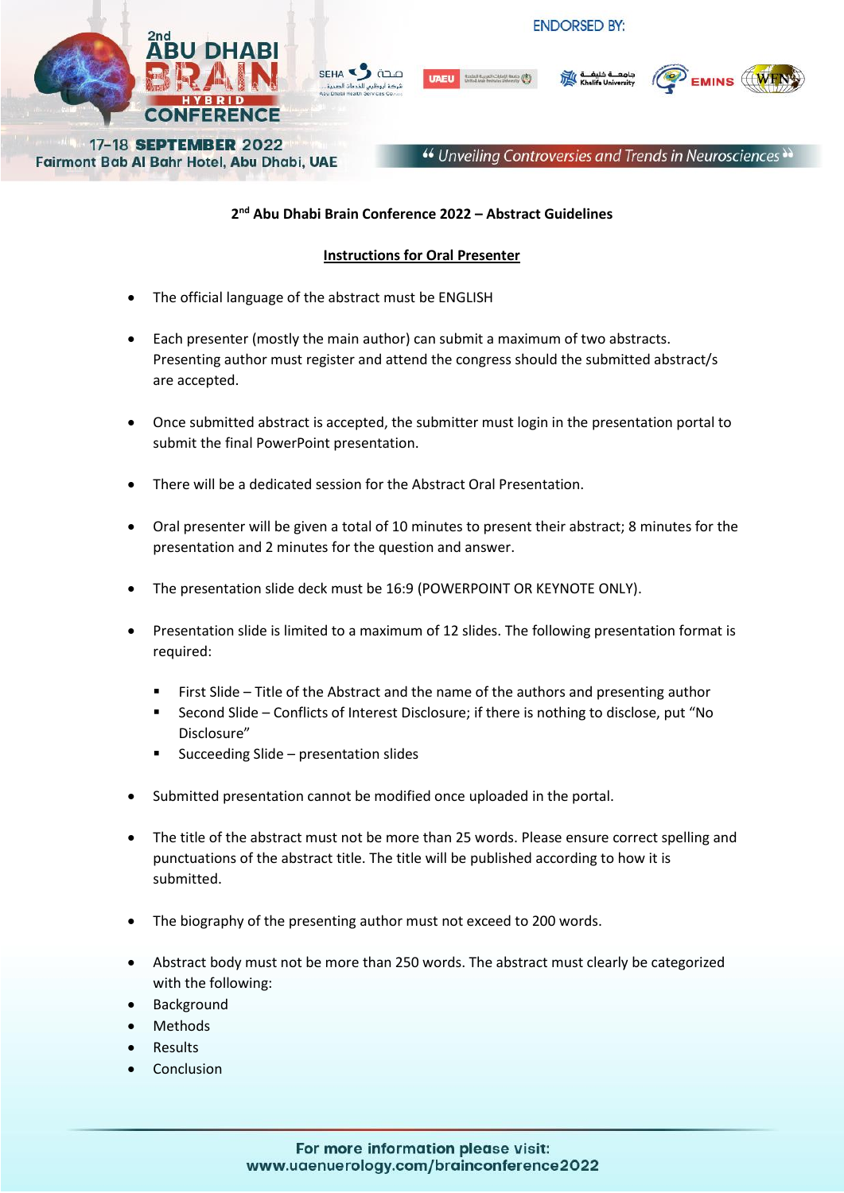## 2nd Abu Dhabi Brain Conference 2022 – Abstract Guidelines

### Instructions for Oral Presenter

- The official language of the abstract must be ENGLISH
- Each presenter (mostly the main author) can submit a maximum of two abstracts. Presenting author must register and attend the congress should the submitted abstract/s are accepted.
- Once submitted abstract is accepted, the submitter must login in the presentation portal to submit the final PowerPoint presentation.
- There will be a dedicated session for the Abstract Oral Presentation.
- Oral presenter will be given a total of 10 minutes to present their abstract; 8 minutes for the presentation and 2 minutes for the question and answer.
- The presentation slide deck must be 16:9 (POWERPOINT OR KEYNOTE ONLY).
- Presentation slide is limited to a maximum of 12 slides. The following presentation format is required:
  - First Slide – Title of the Abstract and the name of the authors and presenting author
  - Second Slide – Conflicts of Interest Disclosure; if there is nothing to disclose, put "No Disclosure"
  - Succeeding Slide – presentation slides
- Submitted presentation cannot be modified once uploaded in the portal.
- The title of the abstract must not be more than 25 words. Please ensure correct spelling and punctuations of the abstract title. The title will be published according to how it is submitted.
- The biography of the presenting author must not exceed to 200 words.
- Abstract body must not be more than 250 words. The abstract must clearly be categorized with the following:
- Background
- Methods
- Results
- Conclusion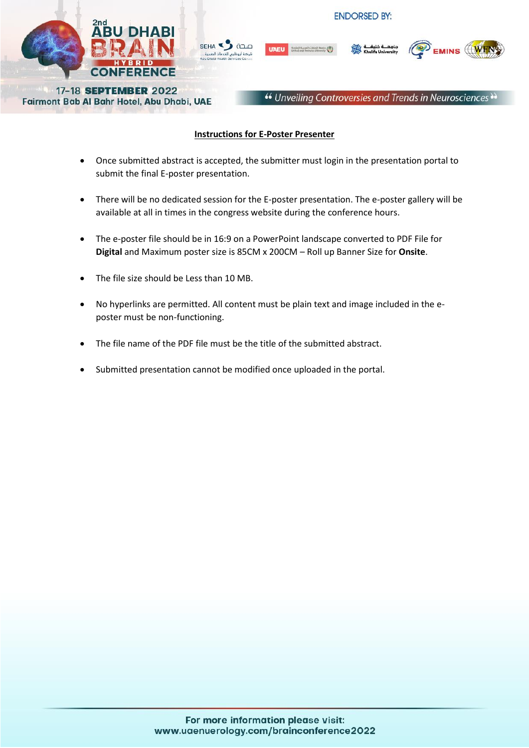## Instructions for E-Poster Presenter

- Once submitted abstract is accepted, the submitter must login in the presentation portal to submit the final E-poster presentation.
- There will be no dedicated session for the E-poster presentation. The e-poster gallery will be available at all in times in the congress website during the conference hours.
- The e-poster file should be in 16:9 on a PowerPoint landscape converted to PDF File for **Digital** and Maximum poster size is 85CM x 200CM – Roll up Banner Size for **Onsite**.
- The file size should be Less than 10 MB.
- No hyperlinks are permitted. All content must be plain text and image included in the e-poster must be non-functioning.
- The file name of the PDF file must be the title of the submitted abstract.
- Submitted presentation cannot be modified once uploaded in the portal.